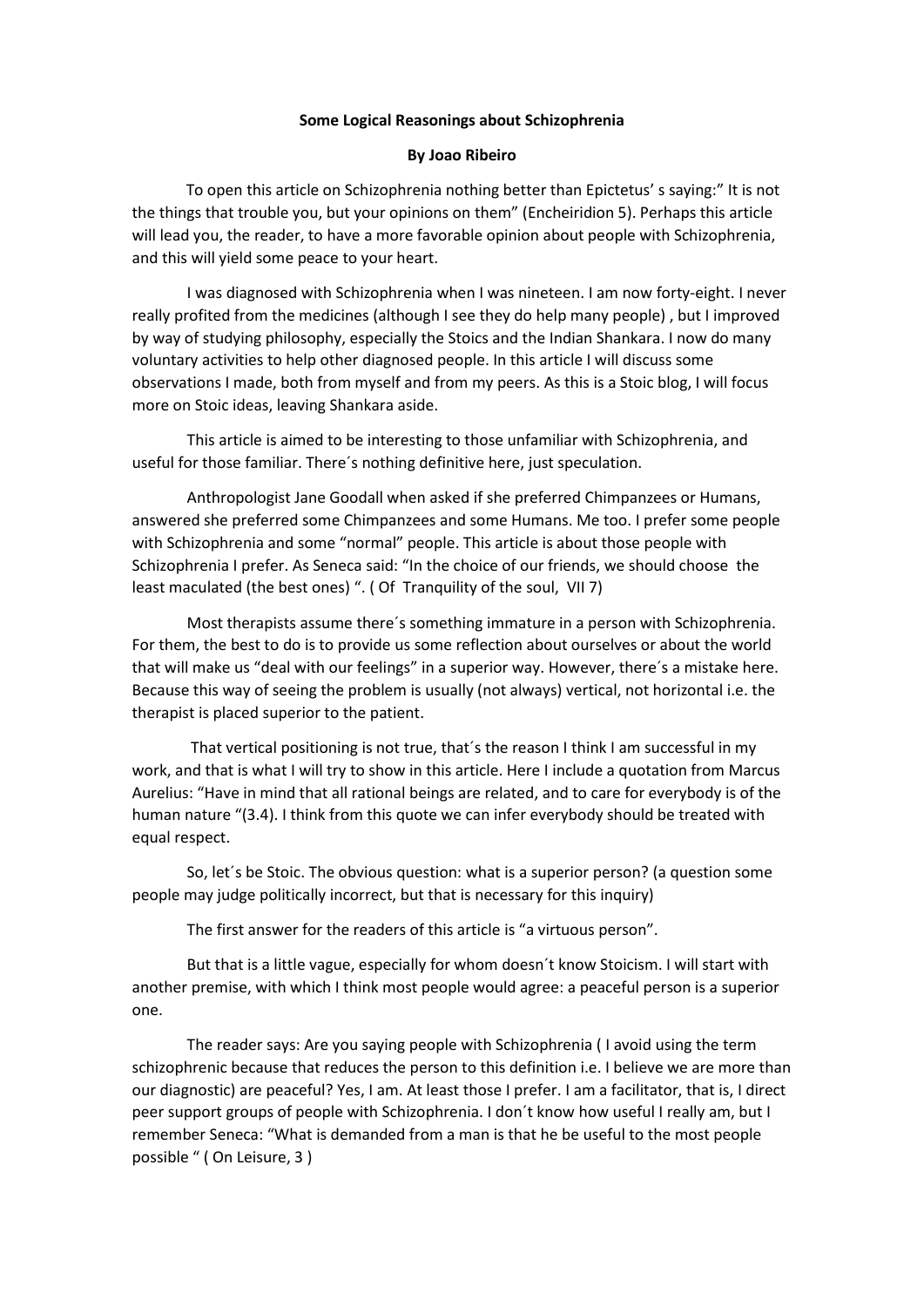**Some Logical Reasonings about Schizophrenia**

**By Joao Ribeiro**

To open this article on Schizophrenia nothing better than Epictetus' s saying:" It is not the things that trouble you, but your opinions on them" (Encheiridion 5). Perhaps this article will lead you, the reader, to have a more favorable opinion about people with Schizophrenia, and this will yield some peace to your heart.

I was diagnosed with Schizophrenia when I was nineteen. I am now forty-eight. I never really profited from the medicines (although I see they do help many people) , but I improved by way of studying philosophy, especially the Stoics and the Indian Shankara. I now do many voluntary activities to help other diagnosed people. In this article I will discuss some observations I made, both from myself and from my peers. As this is a Stoic blog, I will focus more on Stoic ideas, leaving Shankara aside.

This article is aimed to be interesting to those unfamiliar with Schizophrenia, and useful for those familiar. There´s nothing definitive here, just speculation.

Anthropologist Jane Goodall when asked if she preferred Chimpanzees or Humans, answered she preferred some Chimpanzees and some Humans. Me too. I prefer some people with Schizophrenia and some "normal" people. This article is about those people with Schizophrenia I prefer. As Seneca said: "In the choice of our friends, we should choose the least maculated (the best ones) ". ( Of Tranquility of the soul, VII 7)

Most therapists assume there´s something immature in a person with Schizophrenia. For them, the best to do is to provide us some reflection about ourselves or about the world that will make us "deal with our feelings" in a superior way. However, there´s a mistake here. Because this way of seeing the problem is usually (not always) vertical, not horizontal i.e. the therapist is placed superior to the patient.

That vertical positioning is not true, that´s the reason I think I am successful in my work, and that is what I will try to show in this article. Here I include a quotation from Marcus Aurelius: "Have in mind that all rational beings are related, and to care for everybody is of the human nature "(3.4). I think from this quote we can infer everybody should be treated with equal respect.

So, let´s be Stoic. The obvious question: what is a superior person? (a question some people may judge politically incorrect, but that is necessary for this inquiry)

The first answer for the readers of this article is "a virtuous person".

But that is a little vague, especially for whom doesn´t know Stoicism. I will start with another premise, with which I think most people would agree: a peaceful person is a superior one.

The reader says: Are you saying people with Schizophrenia ( I avoid using the term schizophrenic because that reduces the person to this definition i.e. I believe we are more than our diagnostic) are peaceful? Yes, I am. At least those I prefer. I am a facilitator, that is, I direct peer support groups of people with Schizophrenia. I don´t know how useful I really am, but I remember Seneca: "What is demanded from a man is that he be useful to the most people possible " ( On Leisure, 3 )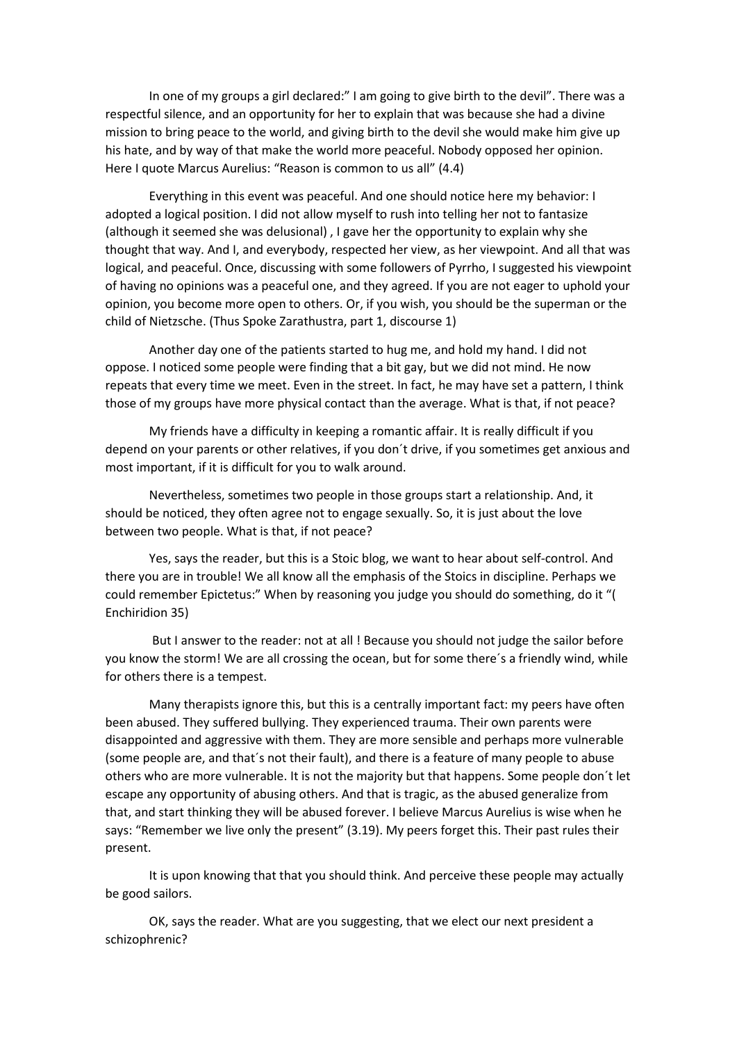In one of my groups a girl declared:" I am going to give birth to the devil". There was a respectful silence, and an opportunity for her to explain that was because she had a divine mission to bring peace to the world, and giving birth to the devil she would make him give up his hate, and by way of that make the world more peaceful. Nobody opposed her opinion. Here I quote Marcus Aurelius: "Reason is common to us all" (4.4)

Everything in this event was peaceful. And one should notice here my behavior: I adopted a logical position. I did not allow myself to rush into telling her not to fantasize (although it seemed she was delusional) , I gave her the opportunity to explain why she thought that way. And I, and everybody, respected her view, as her viewpoint. And all that was logical, and peaceful. Once, discussing with some followers of Pyrrho, I suggested his viewpoint of having no opinions was a peaceful one, and they agreed. If you are not eager to uphold your opinion, you become more open to others. Or, if you wish, you should be the superman or the child of Nietzsche. (Thus Spoke Zarathustra, part 1, discourse 1)

Another day one of the patients started to hug me, and hold my hand. I did not oppose. I noticed some people were finding that a bit gay, but we did not mind. He now repeats that every time we meet. Even in the street. In fact, he may have set a pattern, I think those of my groups have more physical contact than the average. What is that, if not peace?

My friends have a difficulty in keeping a romantic affair. It is really difficult if you depend on your parents or other relatives, if you don´t drive, if you sometimes get anxious and most important, if it is difficult for you to walk around.

Nevertheless, sometimes two people in those groups start a relationship. And, it should be noticed, they often agree not to engage sexually. So, it is just about the love between two people. What is that, if not peace?

Yes, says the reader, but this is a Stoic blog, we want to hear about self-control. And there you are in trouble! We all know all the emphasis of the Stoics in discipline. Perhaps we could remember Epictetus:" When by reasoning you judge you should do something, do it "( Enchiridion 35)

But I answer to the reader: not at all ! Because you should not judge the sailor before you know the storm! We are all crossing the ocean, but for some there´s a friendly wind, while for others there is a tempest.

Many therapists ignore this, but this is a centrally important fact: my peers have often been abused. They suffered bullying. They experienced trauma. Their own parents were disappointed and aggressive with them. They are more sensible and perhaps more vulnerable (some people are, and that´s not their fault), and there is a feature of many people to abuse others who are more vulnerable. It is not the majority but that happens. Some people don´t let escape any opportunity of abusing others. And that is tragic, as the abused generalize from that, and start thinking they will be abused forever. I believe Marcus Aurelius is wise when he says: "Remember we live only the present" (3.19). My peers forget this. Their past rules their present.

It is upon knowing that that you should think. And perceive these people may actually be good sailors.

OK, says the reader. What are you suggesting, that we elect our next president a schizophrenic?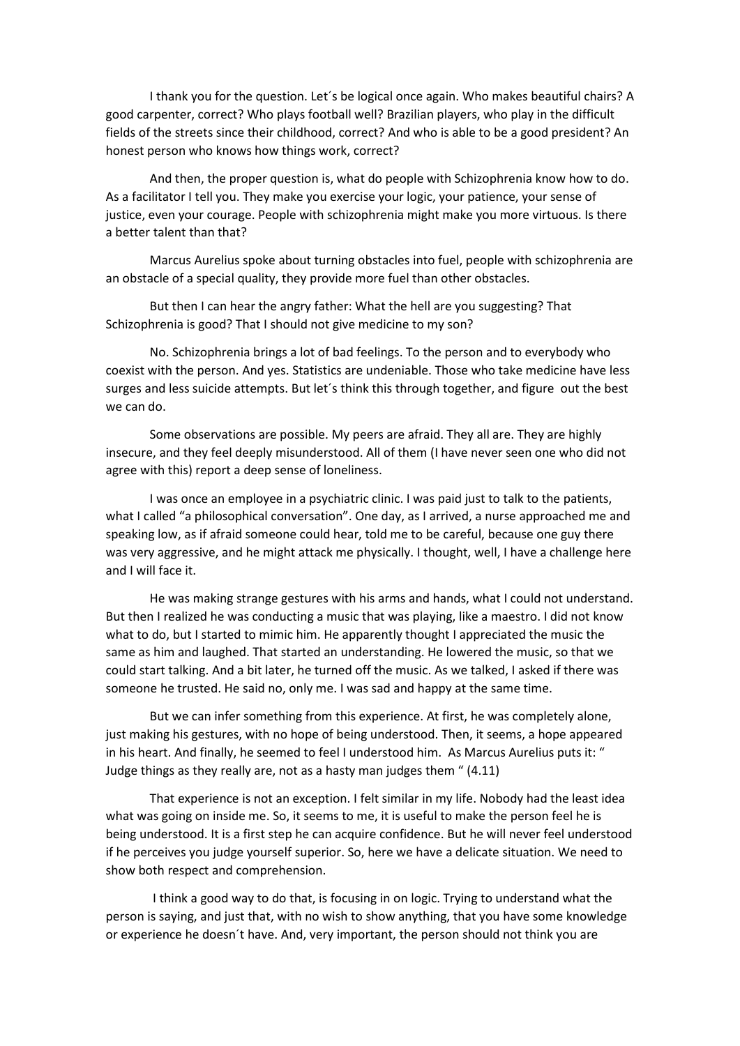I thank you for the question. Let´s be logical once again. Who makes beautiful chairs? A good carpenter, correct? Who plays football well? Brazilian players, who play in the difficult fields of the streets since their childhood, correct? And who is able to be a good president? An honest person who knows how things work, correct?

And then, the proper question is, what do people with Schizophrenia know how to do. As a facilitator I tell you. They make you exercise your logic, your patience, your sense of justice, even your courage. People with schizophrenia might make you more virtuous. Is there a better talent than that?

Marcus Aurelius spoke about turning obstacles into fuel, people with schizophrenia are an obstacle of a special quality, they provide more fuel than other obstacles.

But then I can hear the angry father: What the hell are you suggesting? That Schizophrenia is good? That I should not give medicine to my son?

No. Schizophrenia brings a lot of bad feelings. To the person and to everybody who coexist with the person. And yes. Statistics are undeniable. Those who take medicine have less surges and less suicide attempts. But let´s think this through together, and figure out the best we can do.

Some observations are possible. My peers are afraid. They all are. They are highly insecure, and they feel deeply misunderstood. All of them (I have never seen one who did not agree with this) report a deep sense of loneliness.

I was once an employee in a psychiatric clinic. I was paid just to talk to the patients, what I called "a philosophical conversation". One day, as I arrived, a nurse approached me and speaking low, as if afraid someone could hear, told me to be careful, because one guy there was very aggressive, and he might attack me physically. I thought, well, I have a challenge here and I will face it.

He was making strange gestures with his arms and hands, what I could not understand. But then I realized he was conducting a music that was playing, like a maestro. I did not know what to do, but I started to mimic him. He apparently thought I appreciated the music the same as him and laughed. That started an understanding. He lowered the music, so that we could start talking. And a bit later, he turned off the music. As we talked, I asked if there was someone he trusted. He said no, only me. I was sad and happy at the same time.

But we can infer something from this experience. At first, he was completely alone, just making his gestures, with no hope of being understood. Then, it seems, a hope appeared in his heart. And finally, he seemed to feel I understood him. As Marcus Aurelius puts it: " Judge things as they really are, not as a hasty man judges them " (4.11)

That experience is not an exception. I felt similar in my life. Nobody had the least idea what was going on inside me. So, it seems to me, it is useful to make the person feel he is being understood. It is a first step he can acquire confidence. But he will never feel understood if he perceives you judge yourself superior. So, here we have a delicate situation. We need to show both respect and comprehension.

I think a good way to do that, is focusing in on logic. Trying to understand what the person is saying, and just that, with no wish to show anything, that you have some knowledge or experience he doesn´t have. And, very important, the person should not think you are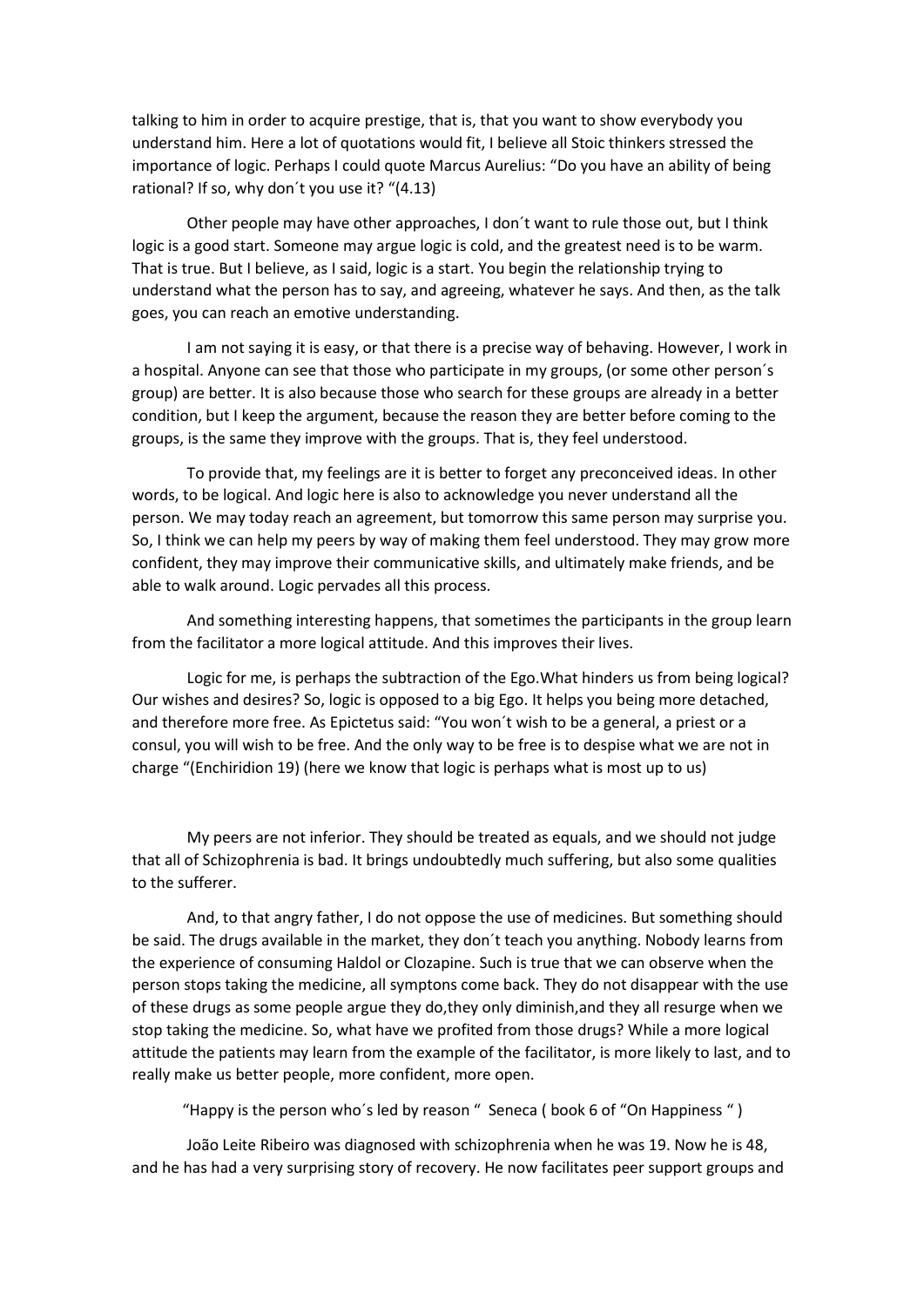talking to him in order to acquire prestige, that is, that you want to show everybody you understand him. Here a lot of quotations would fit, I believe all Stoic thinkers stressed the importance of logic. Perhaps I could quote Marcus Aurelius: "Do you have an ability of being rational? If so, why don´t you use it? "(4.13)

Other people may have other approaches, I don´t want to rule those out, but I think logic is a good start. Someone may argue logic is cold, and the greatest need is to be warm. That is true. But I believe, as I said, logic is a start. You begin the relationship trying to understand what the person has to say, and agreeing, whatever he says. And then, as the talk goes, you can reach an emotive understanding.

I am not saying it is easy, or that there is a precise way of behaving. However, I work in a hospital. Anyone can see that those who participate in my groups, (or some other person´s group) are better. It is also because those who search for these groups are already in a better condition, but I keep the argument, because the reason they are better before coming to the groups, is the same they improve with the groups. That is, they feel understood.

To provide that, my feelings are it is better to forget any preconceived ideas. In other words, to be logical. And logic here is also to acknowledge you never understand all the person. We may today reach an agreement, but tomorrow this same person may surprise you. So, I think we can help my peers by way of making them feel understood. They may grow more confident, they may improve their communicative skills, and ultimately make friends, and be able to walk around. Logic pervades all this process.

And something interesting happens, that sometimes the participants in the group learn from the facilitator a more logical attitude. And this improves their lives.

Logic for me, is perhaps the subtraction of the Ego.What hinders us from being logical? Our wishes and desires? So, logic is opposed to a big Ego. It helps you being more detached, and therefore more free. As Epictetus said: "You won´t wish to be a general, a priest or a consul, you will wish to be free. And the only way to be free is to despise what we are not in charge "(Enchiridion 19) (here we know that logic is perhaps what is most up to us)

My peers are not inferior. They should be treated as equals, and we should not judge that all of Schizophrenia is bad. It brings undoubtedly much suffering, but also some qualities to the sufferer.

And, to that angry father, I do not oppose the use of medicines. But something should be said. The drugs available in the market, they don´t teach you anything. Nobody learns from the experience of consuming Haldol or Clozapine. Such is true that we can observe when the person stops taking the medicine, all symptons come back. They do not disappear with the use of these drugs as some people argue they do,they only diminish,and they all resurge when we stop taking the medicine. So, what have we profited from those drugs? While a more logical attitude the patients may learn from the example of the facilitator, is more likely to last, and to really make us better people, more confident, more open.

"Happy is the person who´s led by reason " Seneca ( book 6 of "On Happiness " )

João Leite Ribeiro was diagnosed with schizophrenia when he was 19. Now he is 48, and he has had a very surprising story of recovery. He now facilitates peer support groups and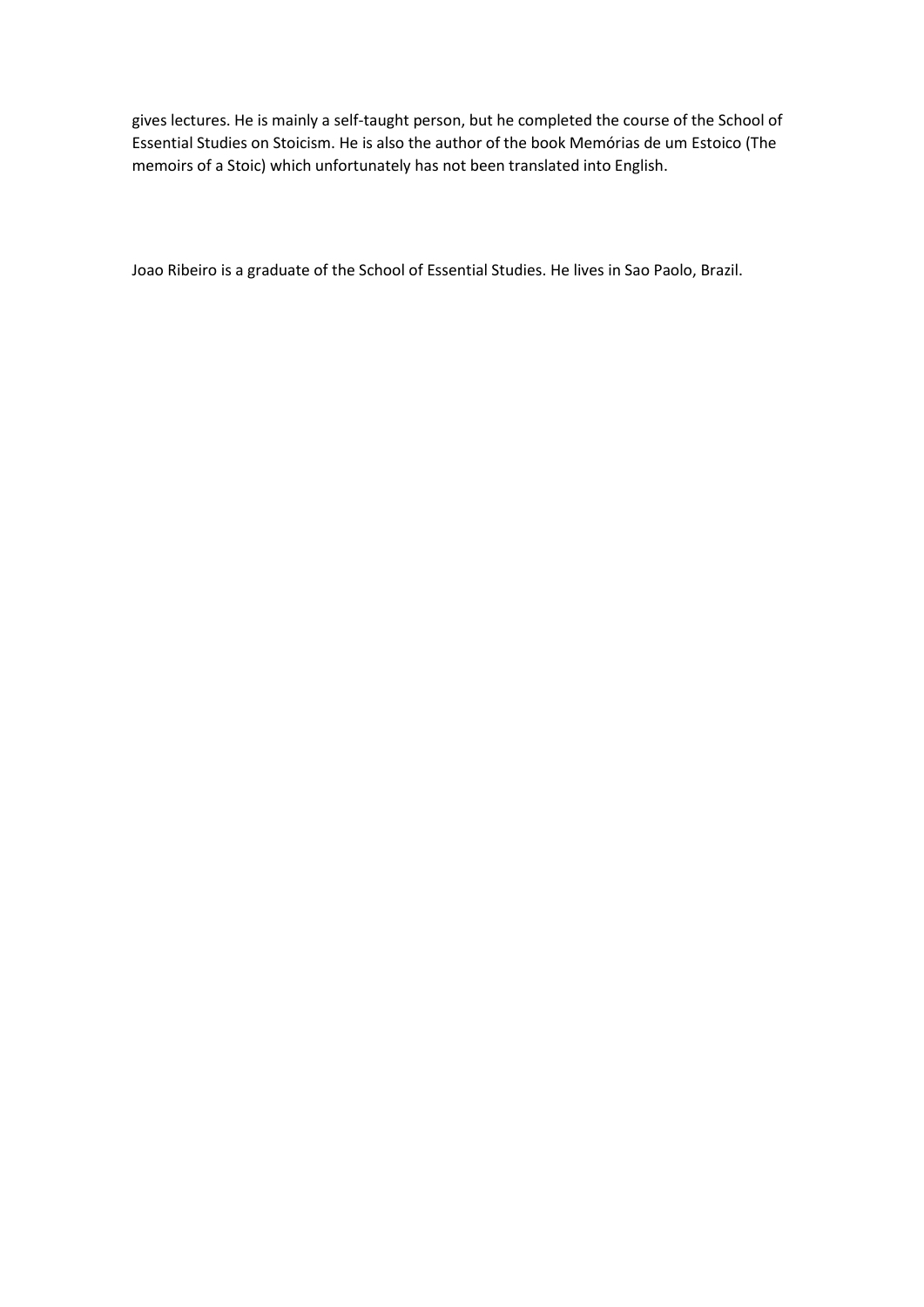gives lectures. He is mainly a self-taught person, but he completed the course of the School of Essential Studies on Stoicism. He is also the author of the book Memórias de um Estoico (The memoirs of a Stoic) which unfortunately has not been translated into English.

Joao Ribeiro is a graduate of the School of Essential Studies. He lives in Sao Paolo, Brazil.